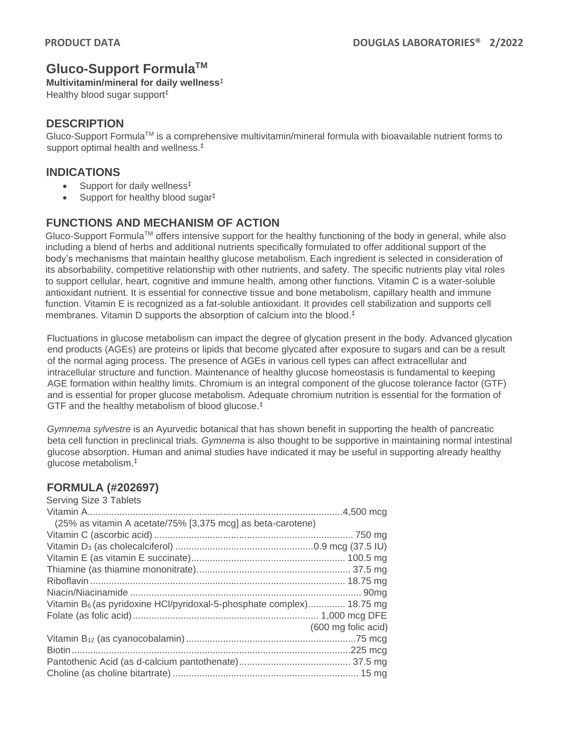# Gluco-Support Formula™

**Multivitamin/mineral for daily wellness**‡

Healthy blood sugar support‡

## DESCRIPTION

Gluco-Support Formula™ is a comprehensive multivitamin/mineral formula with bioavailable nutrient forms to support optimal health and wellness.‡

## INDICATIONS

- Support for daily wellness‡
- Support for healthy blood sugar‡

## FUNCTIONS AND MECHANISM OF ACTION

Gluco-Support Formula™ offers intensive support for the healthy functioning of the body in general, while also including a blend of herbs and additional nutrients specifically formulated to offer additional support of the body's mechanisms that maintain healthy glucose metabolism. Each ingredient is selected in consideration of its absorbability, competitive relationship with other nutrients, and safety. The specific nutrients play vital roles to support cellular, heart, cognitive and immune health, among other functions. Vitamin C is a water-soluble antioxidant nutrient. It is essential for connective tissue and bone metabolism, capillary health and immune function. Vitamin E is recognized as a fat-soluble antioxidant. It provides cell stabilization and supports cell membranes. Vitamin D supports the absorption of calcium into the blood.‡

Fluctuations in glucose metabolism can impact the degree of glycation present in the body. Advanced glycation end products (AGEs) are proteins or lipids that become glycated after exposure to sugars and can be a result of the normal aging process. The presence of AGEs in various cell types can affect extracellular and intracellular structure and function. Maintenance of healthy glucose homeostasis is fundamental to keeping AGE formation within healthy limits. Chromium is an integral component of the glucose tolerance factor (GTF) and is essential for proper glucose metabolism. Adequate chromium nutrition is essential for the formation of GTF and the healthy metabolism of blood glucose.‡

*Gymnema sylvestre* is an Ayurvedic botanical that has shown benefit in supporting the health of pancreatic beta cell function in preclinical trials. *Gymnema* is also thought to be supportive in maintaining normal intestinal glucose absorption. Human and animal studies have indicated it may be useful in supporting already healthy glucose metabolism.‡

## FORMULA (#202697)

Serving Size 3 Tablets

| Nutrient | Amount |
|---|---|
| Vitamin A | 4,500 mcg |
| (25% as vitamin A acetate/75% [3,375 mcg] as beta-carotene) | |
| Vitamin C (ascorbic acid) | 750 mg |
| Vitamin $D_3$ (as cholecalciferol) | 0.9 mcg (37.5 IU) |
| Vitamin E (as vitamin E succinate) | 100.5 mg |
| Thiamine (as thiamine mononitrate) | 37.5 mg |
| Riboflavin | 18.75 mg |
| Niacin/Niacinamide | 90mg |
| Vitamin $B_6$ (as pyridoxine HCl/pyridoxal-5-phosphate complex) | 18.75 mg |
| Folate (as folic acid) | 1,000 mcg DFE (600 mg folic acid) |
| Vitamin $B_{12}$ (as cyanocobalamin) | 75 mcg |
| Biotin | 225 mcg |
| Pantothenic Acid (as d-calcium pantothenate) | 37.5 mg |
| Choline (as choline bitartrate) | 15 mg |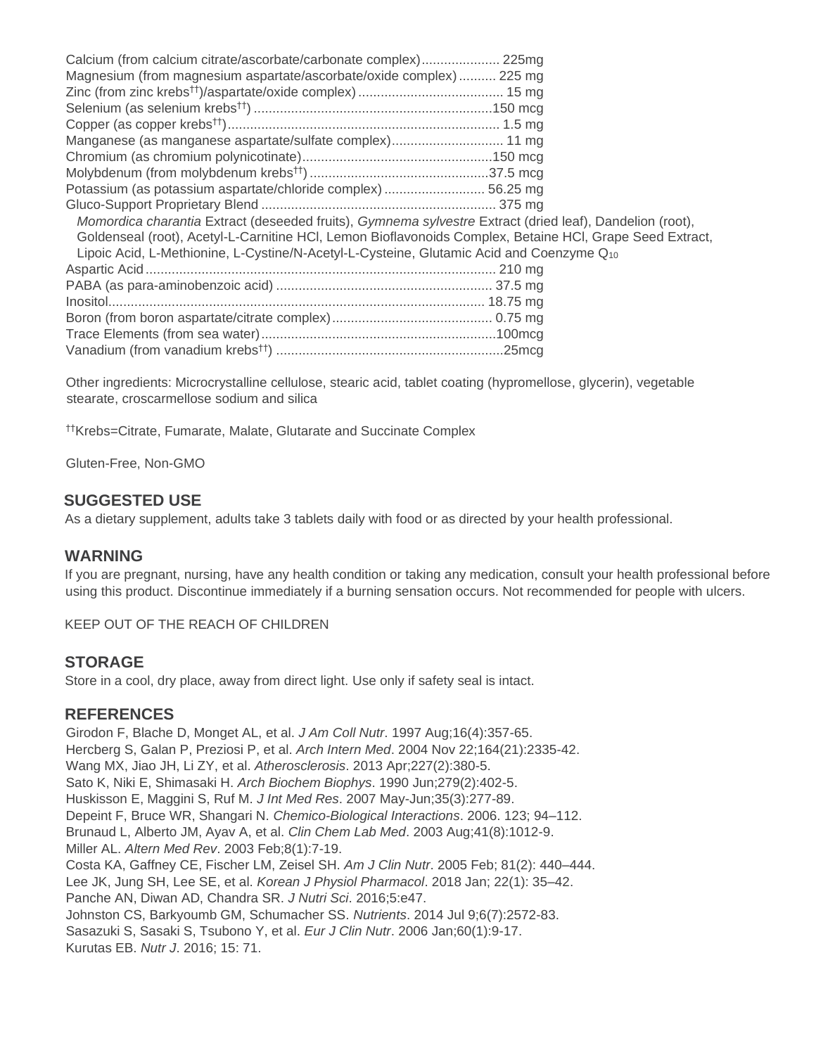Calcium (from calcium citrate/ascorbate/carbonate complex).................... 225mg
Magnesium (from magnesium aspartate/ascorbate/oxide complex).......... 225 mg
Zinc (from zinc krebs[††])/aspartate/oxide complex)....................................... 15 mg
Selenium (as selenium krebs[††]) ................................................................150 mcg
Copper (as copper krebs[††])......................................................................... 1.5 mg
Manganese (as manganese aspartate/sulfate complex).............................. 11 mg
Chromium (as chromium polynicotinate)...................................................150 mcg
Molybdenum (from molybdenum krebs[††]) ................................................37.5 mcg
Potassium (as potassium aspartate/chloride complex) ........................... 56.25 mg
Gluco-Support Proprietary Blend ............................................................... 375 mg
*Momordica charantia* Extract (deseeded fruits), *Gymnema sylvestre* Extract (dried leaf), Dandelion (root), Goldenseal (root), Acetyl-L-Carnitine HCl, Lemon Bioflavonoids Complex, Betaine HCl, Grape Seed Extract, Lipoic Acid, L-Methionine, L-Cystine/N-Acetyl-L-Cysteine, Glutamic Acid and Coenzyme $Q_{10}$
Aspartic Acid .............................................................................................. 210 mg
PABA (as para-aminobenzoic acid) .......................................................... 37.5 mg
Inositol..................................................................................................... 18.75 mg
Boron (from boron aspartate/citrate complex)........................................... 0.75 mg
Trace Elements (from sea water)...............................................................100mcg
Vanadium (from vanadium krebs[††]) .............................................................25mcg

Other ingredients: Microcrystalline cellulose, stearic acid, tablet coating (hypromellose, glycerin), vegetable stearate, croscarmellose sodium and silica

[††]Krebs=Citrate, Fumarate, Malate, Glutarate and Succinate Complex

Gluten-Free, Non-GMO

## SUGGESTED USE

As a dietary supplement, adults take 3 tablets daily with food or as directed by your health professional.

## WARNING

If you are pregnant, nursing, have any health condition or taking any medication, consult your health professional before using this product. Discontinue immediately if a burning sensation occurs. Not recommended for people with ulcers.

KEEP OUT OF THE REACH OF CHILDREN

## STORAGE

Store in a cool, dry place, away from direct light. Use only if safety seal is intact.

## REFERENCES

Girodon F, Blache D, Monget AL, et al. *J Am Coll Nutr*. 1997 Aug;16(4):357-65.
Hercberg S, Galan P, Preziosi P, et al. *Arch Intern Med*. 2004 Nov 22;164(21):2335-42.
Wang MX, Jiao JH, Li ZY, et al. *Atherosclerosis*. 2013 Apr;227(2):380-5.
Sato K, Niki E, Shimasaki H. *Arch Biochem Biophys*. 1990 Jun;279(2):402-5.
Huskisson E, Maggini S, Ruf M. *J Int Med Res*. 2007 May-Jun;35(3):277-89.
Depeint F, Bruce WR, Shangari N. *Chemico-Biological Interactions*. 2006. 123; 94–112.
Brunaud L, Alberto JM, Ayav A, et al. *Clin Chem Lab Med*. 2003 Aug;41(8):1012-9.
Miller AL. *Altern Med Rev*. 2003 Feb;8(1):7-19.
Costa KA, Gaffney CE, Fischer LM, Zeisel SH. *Am J Clin Nutr*. 2005 Feb; 81(2): 440–444.
Lee JK, Jung SH, Lee SE, et al. *Korean J Physiol Pharmacol*. 2018 Jan; 22(1): 35–42.
Panche AN, Diwan AD, Chandra SR. *J Nutri Sci*. 2016;5:e47.
Johnston CS, Barkyoumb GM, Schumacher SS. *Nutrients*. 2014 Jul 9;6(7):2572-83.
Sasazuki S, Sasaki S, Tsubono Y, et al. *Eur J Clin Nutr*. 2006 Jan;60(1):9-17.
Kurutas EB. *Nutr J*. 2016; 15: 71.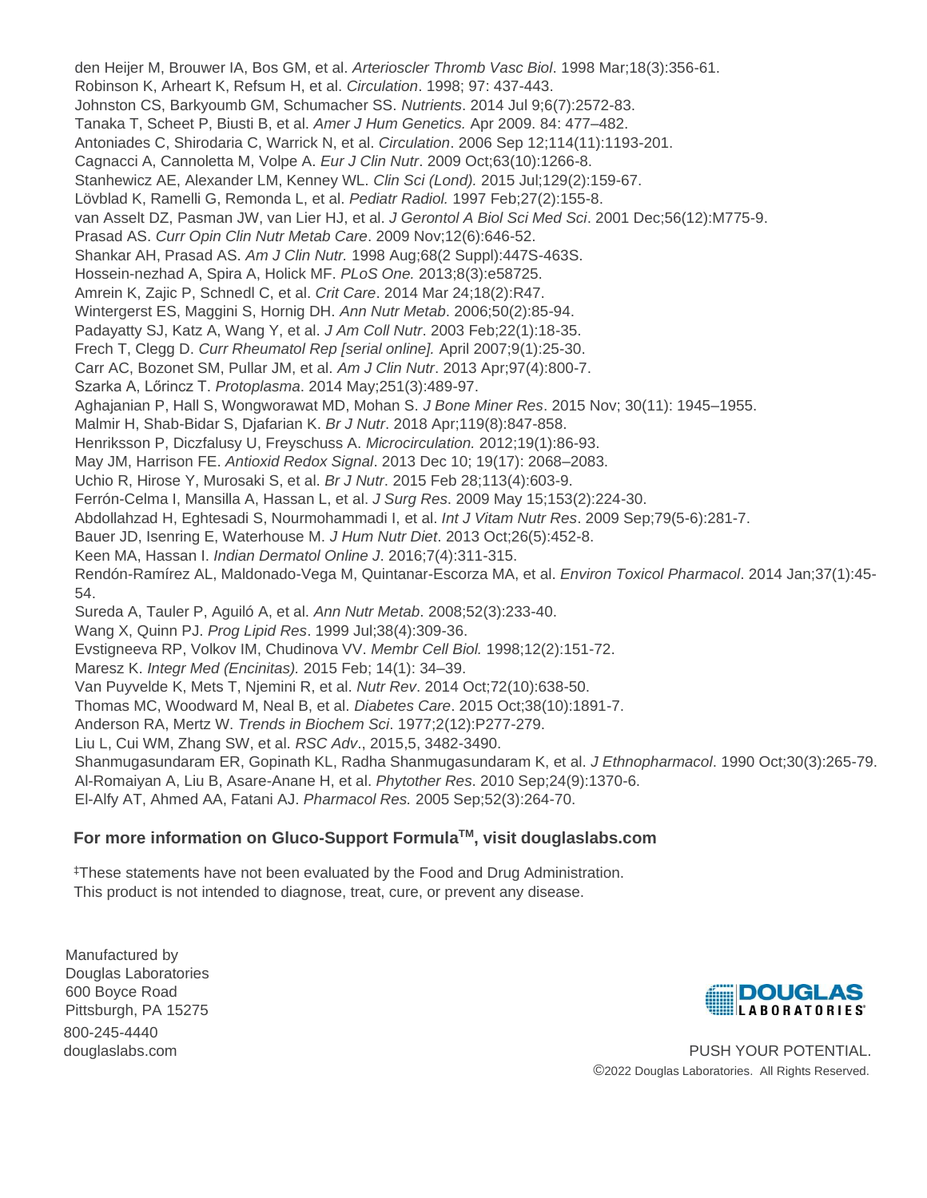den Heijer M, Brouwer IA, Bos GM, et al. *Arterioscler Thromb Vasc Biol*. 1998 Mar;18(3):356-61.
Robinson K, Arheart K, Refsum H, et al. *Circulation*. 1998; 97: 437-443.
Johnston CS, Barkyoumb GM, Schumacher SS. *Nutrients*. 2014 Jul 9;6(7):2572-83.
Tanaka T, Scheet P, Biusti B, et al. *Amer J Hum Genetics.* Apr 2009. 84: 477–482.
Antoniades C, Shirodaria C, Warrick N, et al. *Circulation*. 2006 Sep 12;114(11):1193-201.
Cagnacci A, Cannoletta M, Volpe A. *Eur J Clin Nutr*. 2009 Oct;63(10):1266-8.
Stanhewicz AE, Alexander LM, Kenney WL. *Clin Sci (Lond).* 2015 Jul;129(2):159-67.
Lövblad K, Ramelli G, Remonda L, et al. *Pediatr Radiol.* 1997 Feb;27(2):155-8.
van Asselt DZ, Pasman JW, van Lier HJ, et al. *J Gerontol A Biol Sci Med Sci*. 2001 Dec;56(12):M775-9.
Prasad AS. *Curr Opin Clin Nutr Metab Care*. 2009 Nov;12(6):646-52.
Shankar AH, Prasad AS. *Am J Clin Nutr.* 1998 Aug;68(2 Suppl):447S-463S.
Hossein-nezhad A, Spira A, Holick MF. *PLoS One.* 2013;8(3):e58725.
Amrein K, Zajic P, Schnedl C, et al. *Crit Care*. 2014 Mar 24;18(2):R47.
Wintergerst ES, Maggini S, Hornig DH. *Ann Nutr Metab*. 2006;50(2):85-94.
Padayatty SJ, Katz A, Wang Y, et al. *J Am Coll Nutr*. 2003 Feb;22(1):18-35.
Frech T, Clegg D. *Curr Rheumatol Rep [serial online].* April 2007;9(1):25-30.
Carr AC, Bozonet SM, Pullar JM, et al. *Am J Clin Nutr*. 2013 Apr;97(4):800-7.
Szarka A, Lőrincz T. *Protoplasma*. 2014 May;251(3):489-97.
Aghajanian P, Hall S, Wongworawat MD, Mohan S. *J Bone Miner Res*. 2015 Nov; 30(11): 1945–1955.
Malmir H, Shab-Bidar S, Djafarian K. *Br J Nutr*. 2018 Apr;119(8):847-858.
Henriksson P, Diczfalusy U, Freyschuss A. *Microcirculation.* 2012;19(1):86-93.
May JM, Harrison FE. *Antioxid Redox Signal*. 2013 Dec 10; 19(17): 2068–2083.
Uchio R, Hirose Y, Murosaki S, et al. *Br J Nutr*. 2015 Feb 28;113(4):603-9.
Ferrón-Celma I, Mansilla A, Hassan L, et al. *J Surg Res*. 2009 May 15;153(2):224-30.
Abdollahzad H, Eghtesadi S, Nourmohammadi I, et al. *Int J Vitam Nutr Res*. 2009 Sep;79(5-6):281-7.
Bauer JD, Isenring E, Waterhouse M. *J Hum Nutr Diet*. 2013 Oct;26(5):452-8.
Keen MA, Hassan I. *Indian Dermatol Online J*. 2016;7(4):311-315.
Rendón-Ramírez AL, Maldonado-Vega M, Quintanar-Escorza MA, et al. *Environ Toxicol Pharmacol*. 2014 Jan;37(1):45-54.
Sureda A, Tauler P, Aguiló A, et al. *Ann Nutr Metab*. 2008;52(3):233-40.
Wang X, Quinn PJ. *Prog Lipid Res*. 1999 Jul;38(4):309-36.
Evstigneeva RP, Volkov IM, Chudinova VV. *Membr Cell Biol.* 1998;12(2):151-72.
Maresz K. *Integr Med (Encinitas).* 2015 Feb; 14(1): 34–39.
Van Puyvelde K, Mets T, Njemini R, et al. *Nutr Rev*. 2014 Oct;72(10):638-50.
Thomas MC, Woodward M, Neal B, et al. *Diabetes Care*. 2015 Oct;38(10):1891-7.
Anderson RA, Mertz W. *Trends in Biochem Sci*. 1977;2(12):P277-279.
Liu L, Cui WM, Zhang SW, et al. *RSC Adv*., 2015,5, 3482-3490.
Shanmugasundaram ER, Gopinath KL, Radha Shanmugasundaram K, et al. *J Ethnopharmacol*. 1990 Oct;30(3):265-79.
Al-Romaiyan A, Liu B, Asare-Anane H, et al. *Phytother Res*. 2010 Sep;24(9):1370-6.
El-Alfy AT, Ahmed AA, Fatani AJ. *Pharmacol Res.* 2005 Sep;52(3):264-70.

**For more information on Gluco-Support Formula™, visit douglaslabs.com**

‡These statements have not been evaluated by the Food and Drug Administration.
This product is not intended to diagnose, treat, cure, or prevent any disease.

Manufactured by
Douglas Laboratories
600 Boyce Road
Pittsburgh, PA 15275
800-245-4440
douglaslabs.com

DOUGLAS LABORATORIES®

PUSH YOUR POTENTIAL.

©2022 Douglas Laboratories. All Rights Reserved.